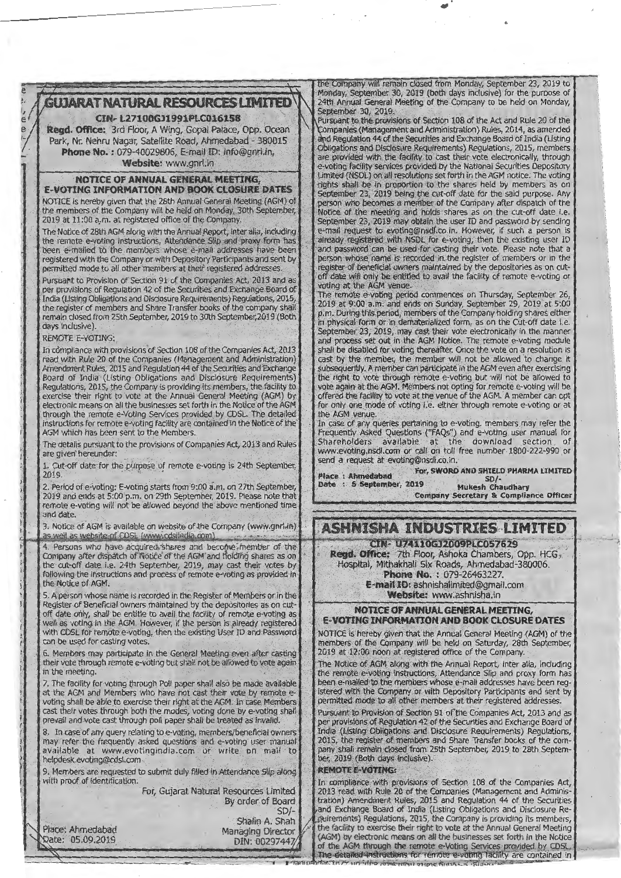# GUJARAT NATURAL RESOURCES LIMITED

**CIN- L27100GJ1991PLC016158**

**Regd. Office:** 3rd Floor, A Wing, Gopal Palace, Opp. Ocean Park, Nr. Nehru Nagar, Satellite Road, Ahmedabad - 380015

**Phone No. :** 079-40029806, E-mail ID: info@gnrl.in,

**Website:** www.gnrl.in

## NOTICE OF ANNUAL GENERAL MEETING, E-VOTING INFORMATION AND BOOK CLOSURE DATES

NOTICE is hereby given that the 28th Annual General Meeting (AGM) of the members of the Company will be held on Monday, 30th September, 2019 at 11:00 a.m. at registered office of the Company.

The Notice of 28th AGM along with the Annual Report, inter alia, including the remote e-voting instructions, Attendance Slip and proxy form has been e-mailed to the members whose e-mail addresses have been registered with the Company or with Depository Participants and sent by permitted mode to all other members at their registered addresses.

Pursuant to Provision of Section 91 of the Companies Act, 2013 and as per provisions of Regulation 42 of the Securities and Exchange Board of India (Listing Obligations and Disclosure Requirements) Regulations, 2015, the register of members and Share Transfer books of the company shall remain closed from 25th September, 2019 to 30th September, 2019 (Both days inclusive).

REMOTE E-VOTING:

In compliance with provisions of Section 108 of the Companies Act, 2013 read with Rule 20 of the Companies (Management and Administration) Amendment Rules, 2015 and Regulation 44 of the Securities and Exchange Board of India (Listing Obligations and Disclosure Requirements) Regulations, 2015, the Company is providing its members, the facility to exercise their right to vote at the Annual General Meeting (AGM) by electronic means on all the businesses set forth in the Notice of the AGM through the remote e-Voting Services provided by CDSL. The detailed instructions for remote e-voting facility are contained in the Notice of the AGM which has been sent to the Members.

The details pursuant to the provisions of Companies Act, 2013 and Rules are given hereunder:

1. Cut-off date for the purpose of remote e-voting is 24th September, 2019.
2. Period of e-voting: E-voting starts from 9:00 a.m. on 27th September, 2019 and ends at 5:00 p.m. on 29th September, 2019. Please note that remote e-voting will not be allowed beyond the above mentioned time and date.
3. Notice of AGM is available on website of the Company (www.gnrl.in) as well as website of CDSL (www.cdslindia.com).
4. Persons who have acquired shares and become member of the Company after dispatch of Notice of the AGM and holding shares as on the cut-off date i.e. 24th September, 2019, may cast their votes by following the instructions and process of remote e-voting as provided in the Notice of AGM.
5. A person whose name is recorded in the Register of Members or in the Register of Beneficial owners maintained by the depositories as on cut-off date only, shall be entitle to avail the facility of remote e-voting as well as voting in the AGM. However, if the person is already registered with CDSL for remote e-voting, then the existing User ID and Password can be used for casting votes.
6. Members may participate in the General Meeting even after casting their vote through remote e-voting but shall not be allowed to vote again in the meeting.
7. The facility for voting through Poll paper shall also be made available at the AGM and Members who have not cast their vote by remote e-voting shall be able to exercise their right at the AGM. In case Members cast their votes through both the modes, voting done by e-voting shall prevail and vote cast through poll paper shall be treated as invalid.
8. In case of any query relating to e-voting, members/beneficial owners may refer the frequently asked questions and e-voting user manual available at www.evotingindia.com or write on mail to helpdesk.evoting@cdsl.com
9. Members are requested to submit duly filled in Attendance Slip along with proof of identification.

For, Gujarat Natural Resources Limited
By order of Board
SD/-
Shalin A. Shah
Managing Director
DIN: 00297447

Place: Ahmedabad
Date: 05.09.2019

---

the Company will remain closed from Monday, September 23, 2019 to Monday, September 30, 2019 (both days inclusive) for the purpose of 24th Annual General Meeting of the Company to be held on Monday, September 30, 2019.

Pursuant to the provisions of Section 108 of the Act and Rule 20 of the Companies (Management and Administration) Rules, 2014, as amended and Regulation 44 of the Securities and Exchange Board of India (Listing Obligations and Disclosure Requirements) Regulations, 2015, members are provided with the facility to cast their vote electronically, through e-voting facility services provided by the National Securities Depository Limited (NSDL) on all resolutions set forth in the AGM notice. The voting rights shall be in proportion to the shares held by members as on September 23, 2019 being the cut-off date for the said purpose. Any person who becomes a member of the Company after dispatch of the Notice of the meeting and holds shares as on the cut-off date i.e. September 23, 2019 may obtain the user ID and password by sending e-mail request to evoting@nsdl.co.in. However, if such a person is already registered with NSDL for e-voting, then the existing user ID and password can be used for casting their vote. Please note that a person whose name is recorded in the register of members or in the register of beneficial owners maintained by the depositories as on cut-off date will only be entitled to avail the facility of remote e-voting or voting at the AGM venue.

The remote e-voting period commences on Thursday, September 26, 2019 at 9:00 a.m. and ends on Sunday, September 29, 2019 at 5:00 p.m. During this period, members of the Company holding shares either in physical form or in dematerialized form, as on the Cut-off date i.e. September 23, 2019, may cast their vote electronically in the manner and process set out in the AGM Notice. The remote e-voting module shall be disabled for voting thereafter. Once the vote on a resolution is cast by the member, the member will not be allowed to change it subsequently. A member can participate in the AGM even after exercising the right to vote through remote e-voting but will not be allowed to vote again at the AGM. Members not opting for remote e-voting will be offered the facility to vote at the venue of the AGM. A member can opt for only one mode of voting i.e. either through remote e-voting or at the AGM venue.

In case of any queries pertaining to e-voting, members may refer the Frequently Asked Questions ("FAQs") and e-voting user manual for Shareholders available at the download section of www.evoting.nsdl.com or call on toll free number 1800-222-990 or send a request at evoting@nsdl.co.in.

Place : Ahmedabad
Date : 5 September, 2019

For, SWORD AND SHIELD PHARMA LIMITED
SD/-
Mukesh Chaudhary
Company Secretary & Compliance Officer

---

# ASHNISHA INDUSTRIES LIMITED

**CIN- U74110GJ2009PLC057629**

**Regd. Office:** 7th Floor, Ashoka Chambers, Opp. HCG, Hospital, Mithakhali Six Roads, Ahmedabad-380006.

**Phone No. :** 079-26463227.

**E-mail ID:** ashnishalimited@gmail.com

**Website:** www.ashnisha.in

## NOTICE OF ANNUAL GENERAL MEETING, E-VOTING INFORMATION AND BOOK CLOSURE DATES

NOTICE is hereby given that the Annual General Meeting (AGM) of the members of the Company will be held on Saturday, 28th September, 2019 at 12:00 noon at registered office of the Company.

The Notice of AGM along with the Annual Report, inter alia, including the remote e-voting instructions, Attendance Slip and proxy form has been e-mailed to the members whose e-mail addresses have been registered with the Company or with Depository Participants and sent by permitted mode to all other members at their registered addresses.

Pursuant to Provision of Section 91 of the Companies Act, 2013 and as per provisions of Regulation 42 of the Securities and Exchange Board of India (Listing Obligations and Disclosure Requirements) Regulations, 2015, the register of members and Share Transfer books of the company shall remain closed from 25th September, 2019 to 28th September, 2019 (Both days inclusive).

**REMOTE E-VOTING:**

In compliance with provisions of Section 108 of the Companies Act, 2013 read with Rule 20 of the Companies (Management and Administration) Amendment Rules, 2015 and Regulation 44 of the Securities and Exchange Board of India (Listing Obligations and Disclosure Requirements) Regulations, 2015, the Company is providing its members, the facility to exercise their right to vote at the Annual General Meeting (AGM) by electronic means on all the businesses set forth in the Notice of the AGM through the remote e-Voting Services provided by CDSL. The detailed instructions for remote e-voting facility are contained in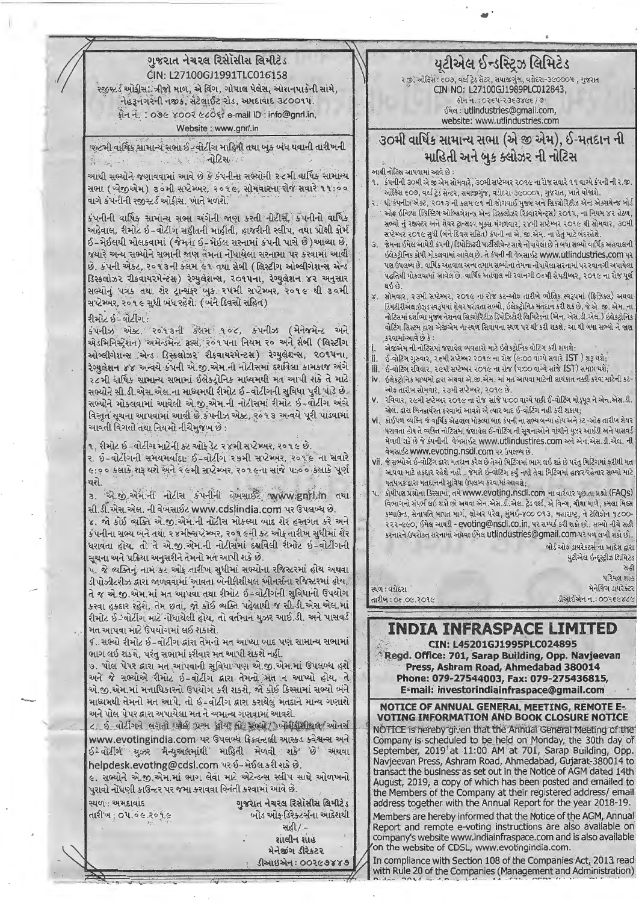# ગુજરાત નેચરલ રિસોર્સીસ લિમીટેડ

**CIN: L27100GJ1991TLC016158**

રજીસ્ટર્ડ ઓફીસ : ત્રીજો માળ, એ વિંગ, ગોપાલ પેલેસ, આંબાવાડી, એ.એસ.એમ.સી. પાસે, નેહરુનગરની નજીક, સેટેલાઈટ રોડ, અમદાવાદ ૩૮૦૦૧૫.

ફોન નં. : ૦૭૯ ૪૦૦૨ ૯૮૦૬ e-mail ID : info@gnrl.in

Website : www.gnrl.in

## ૨૮મી વાર્ષિક સામાન્ય સભા ઈ-વોટીંગ માહિતી તથા બુક બંધ થવાની તારીખની નોટિસ

આથી સભ્યોને જણાવવામાં આવે છે કે કંપનીના સભ્યોની ૨૮મી વાર્ષિક સામાન્ય સભા (એજીએમ) ૩૦મી સપ્ટેમ્બર, ૨૦૧૯, સોમવારના રોજ સવારે ૧૧:૦૦ વાગે કંપનીની રજીસ્ટર્ડ ઓફિસ, ખાતે મળશે.

કંપનીની વાર્ષિક સામાન્ય સભા અંગેની જાણ કરતી નોટીસ, કંપનીનો વાર્ષિક અહેવાલ, રીમોટ ઈ-વોટીંગ સહિતની માહિતી, હાજરીની સ્લીપ, તથા પ્રોક્ષી ફોર્મ ઈ-મેઈલથી મોકલવામાં આવ્યા છે (જેમના ઈ-મેઈલ સરનામાં કંપની પાસે છે) જયારે અન્ય સભ્યોને સભાની જાણ તેમના નોંધાયેલા સરનામા પર કરવામાં આવી છે. કંપની એક્ટ, ૨૦૧૩ની કલમ ૯૧ તથા સેબી (લિસ્ટીંગ ઓબ્લીગેશન્સ એન્ડ ડિસ્ક્લોઝર રીકવાયરમેન્ટ્સ) રેગ્યુલેશન્સ, ૨૦૧૫ના, રેગ્યુલેશન ૪૨ અનુસાર સભ્યોનું પત્રક તથા શેર ટ્રાન્સફર બુક ૨૫મી સપ્ટેમ્બર, ૨૦૧૯ થી ૩૦મી સપ્ટેમ્બર, ૨૦૧૯ સુધી બંધ રહેશે. (બંને દિવસો સહિત)

**રીમોટ ઈ-વોટીંગ :**

કંપનીઝ એક્ટ, ૨૦૧૩ની કલમ ૧૦૮, કંપનીઝ (મેનેજમેન્ટ અને એડમિનિસ્ટ્રેશન) અમેન્ડમેન્ટ રૂલ્સ, ૨૦૧૫ના નિયમ ૨૦ અને સેબી (લિસ્ટીંગ ઓબ્લીગેશન્સ એન્ડ ડિસ્ક્લોઝર રીકવાયરમેન્ટ્સ) રેગ્યુલેશન્સ, ૨૦૧૫ના, રેગ્યુલેશન ૪૪ અન્વયે કંપની એ.જી.એમ.ની નોટીસમાં દર્શાવેલા કામકાજ અંગે ૨૮મી વાર્ષિક સામાન્ય સભામાં ઈલેક્ટ્રોનિક માધ્યમથી મત આપી શકે તે માટે સભ્યોને સી.ડી.એસ.એલ.ના માધ્યમથી રીમોટ ઈ-વોટીંગની સુવિધા પૂરી પાડે છે. સભ્યોને મોકલવામાં આવેલી એ.જી.એમ.ની નોટીસમાં રીમોટ ઈ-વોટીંગ અંગે વિસ્તૃત સૂચના આપવામાં આવી છે. કંપનીઝ એક્ટ, ૨૦૧૩ અન્વયે પૂરી પાડવામાં આવતી વિગતો તથા નિયમો નીચેમુજબ છે :

૧. રીમોટ ઈ-વોટીંગ માટેની કટ ઓફ ડેટ ૨૪મી સપ્ટેમ્બર, ૨૦૧૯ છે.

૨. ઈ-વોટીંગની સમયમર્યાદા: ઈ-વોટીંગ ૨૭મી સપ્ટેમ્બર, ૨૦૧૯ ના સવારે ૯:૦૦ કલાકે શરૂ થશે અને ૨૯મી સપ્ટેમ્બર, ૨૦૧૯ના સાંજે ૫:૦૦ કલાકે પૂર્ણ થશે.

૩. એ.જી.એમ.ની નોટીસ કંપનીની વેબસાઈટ www.gnrl.in તથા સી.ડી.એસ.એલ. ની વેબસાઈટ www.cdslindia.com પર ઉપલબ્ધ છે.

૪. જો કોઈ વ્યક્તિ એ.જી.એમ.ની નોટીસ મોકલ્યા બાદ શેર હસ્તગત કરે અને કંપનીના સભ્ય બને તથા ૨૪મી સપ્ટેમ્બર, ૨૦૧૯ની કટ ઓફ તારીખ સુધીમાં શેર ધરાવતા હોય, તો તે એ.જી.એમ.ની નોટીસમાં દર્શાવેલી રીમોટ ઈ-વોટીંગની સૂચના અને પ્રક્રિયા અનુસારીને તેમનો મત આપી શકે છે.

૫. જે વ્યક્તિનું નામ કટ ઓફ તારીખ સુધીમાં સભ્યોના રજિસ્ટરમાં હોય અથવા ડીપોઝીટરીઝ દ્વારા જાળવવામાં આવતા બેનીફીશીયલ ઓનર્સના રજિસ્ટરમાં હોય, તે જ એ.જી.એમ.માં મત આપવા તથા રીમોટ ઈ-વોટીંગની સુવિધાનો ઉપયોગ કરવા હકદાર રહેશે, તેમ છતાં, જો કોઈ વ્યક્તિ પહેલાથી જ સી.ડી.એસ.એલ.માં રીમોટ ઈ-વોટીંગ માટે નોંધાયેલી હોય, તો વર્તમાન યુઝર આઈ.ડી. અને પાસવર્ડ મત આપવા માટે ઉપયોગમાં લઈ શકાશે.

૬. સભ્યો રીમોટ ઈ-વોટીંગ દ્વારા તેમનો મત આપ્યા બાદ પણ સામાન્ય સભામાં ભાગ લઈ શકશે, પરંતુ સભામાં ફરીવાર મત આપી શકશે નહીં.

૭. પોલ પેપર દ્વારા મત આપવાની સુવિધા પણ એ.જી.એમ.માં ઉપલબ્ધ હશે અને જે સભ્યોએ રીમોટ ઈ-વોટીંગ દ્વારા તેમનો મત ન આપ્યો હોય, તે એ.જી.એમ.માં મતાધિકારનો ઉપયોગ કરી શકશે, જો કોઈ કિસ્સામાં સભ્યો બંને માધ્યમથી તેમનો મત આપે, તો ઈ-વોટીંગ દ્વારા કરાયેલું મતદાન માન્ય ગણાશે અને પોલ પેપર દ્વારા અપાયેલા મત ને અમાન્ય ગણવામાં આવશે.

૮. ઈ-વોટીંગને લગતી કોઈ પ્રશ્ન હોય તો સભ્યો / બેનીફીશીયલ ઓનર્સ www.evotingindia.com પર ઉપલબ્ધ ફિક્વન્ટલી આસ્કડ ક્વેશ્ચન્સ અને ઈ-વોટીંગ યુઝર મેન્યુઅલમાંથી માહિતી મેળવી શકે છે અથવા helpdesk.evoting@cdsl.com પર ઈ-મેઈલ કરી શકે છે.

૯. સભ્યોને એ.જી.એમ.માં ભાગ લેવા માટે એટેન્ડન્સ સ્લીપ સાથે ઓળખનો પુરાવો નોંધણી કાઉન્ટર પર જમા કરાવવા વિનંતી કરવામાં આવે છે.

સ્થળ : અમદાવાદ
તારીખ : ૦૫.૦૯.૨૦૧૯

ગુજરાત નેચરલ રિસોર્સીસ લિમીટેડ
બોર્ડ ઓફ ડિરેક્ટર્સના આદેશથી
સહી/-
શાલીન શાહ
મેનેજીંગ ડીરેક્ટર
ડીઆઈએન : ૦૦૨૯૭૪૪૭

---

# યૂટીએલ ઈન્ડસ્ટ્રિઝ લિમિટેડ

રજી. ઓફિસ : ૬૦૭, વર્લ્ડ ટ્રેડ સેંટર, સયાજીગંજ, વડોદરા-૩૯૦૦૦૫ , ગુજરાત

CIN NO: L27100GJ1989PLC012843,

ફોન નં. : ૦૨૬૫-૨૩૬૩૪૯૯ / ૭

ઈમેલ : utlindustries@gmail.com,

website: www.utlindustries.com

## ૩૦મી વાર્ષિક સામાન્ય સભા (એ જી એમ), ઈ-મતદાન ની માહિતી અને બુક ક્લોઝર ની નોટિસ

આથી નોટિસ આપવામાં આવે છે :

૧. કંપનીની ૩૦મી એ જી એમ સોમવારે, ૩૦મી સપ્ટેમ્બર ૨૦૧૯ ના રોજ સવારે ૧૧ વાગ્યે કંપની ની રજી. ઓફિસ ૬૦૭, વર્લ્ડ ટ્રેડ સેન્ટર, સયાજીગંજ, વડોદરા-૩૯૦૦૦૫, ગુજરાત, ખાતે યોજાશે.

૨. ધી કંપનીઝ એક્ટ, ૨૦૧૩ ની કલમ ૯૧ ની જોગવાઈ મુજબ અને સિક્યોરિટીઝ એન્ડ એક્સચેન્જ બોર્ડ ઓફ ઈન્ડિયા (લિસ્ટિંગ ઓબ્લિગેશન્સ એન્ડ ડિસ્ક્લોઝર રિક્વાયરમેન્ટ્સ) ૨૦૧૫, ના નિયમ ૪૨ હેઠળ, સભ્યો નું રજીસ્ટર અને શેયર ટ્રાન્સફર બુક્સ મંગળવાર, ૨૪મી સપ્ટેમ્બર ૨૦૧૯ થી સોમવાર, ૩૦મી સપ્ટેમ્બર ૨૦૧૯ સુધી (બંને દિવસ સહિત) કંપની ના એ. જી.એમ. ના હેતુ માટે બંધ રહેશે.

૩. જેમના ઈમેલ આયેડી કંપની / ડિપોઝિટરી પાર્ટીસીપેન્ટ સાથે નોંધાયેલા છે તે બધા સભ્યો વાર્ષિક અહેવાલની ઈલેક્ટ્રોનિક કોપી મોકલવામાં આવેલ છે. તે કંપની ની વેબસાઈટ www.utlindustries.com પર પણ ઉપલબ્ધ છે. વાર્ષિક અહેવાલ અને તમામ સભ્યોના તેમના નોંધાયેલા સરનામાં પર રવાનગી અપાયેલા પદ્ધતિથી મોકલવામાં આવેલ છે. વાર્ષિક અહેવાલ ની રવાનગી ૦૯મી સપ્ટેમ્બર, ૨૦૧૯ ના રોજ પૂર્ણ થઈ છે.

૪. સોમવાર, ૨૩મી સપ્ટેમ્બર, ૨૦૧૯ ના રોજ કટ-ઓફ તારીખે ભૌતિક સ્વરૂપમાં (ફિઝિકલ) અથવા ડિમટીરીઅલાઇઝ્ડ સ્વરૂપમાં શેયર ધરાવતા સભ્યો, ઇલેક્ટ્રોનિક મતદાન કરી શકે છે. જે એ. જી. એમ. ના નોટિસમાં દર્શાવ્યા મુજબ નેશનલ સિક્યોરિટિઝ ડિપોઝિટરી લિમિટેડના (એન. એસ.ડી.એલ.) ઇલેક્ટ્રોનિક વોટિંગ સિસ્ટમ દ્વારા એજીએમ ના સ્થળ સિવાયના સ્થળ પર થી કરી શકશે. આ થી બધા સભ્યો ને જાણ કરવામાંઆવે છે કે :

i. એજીએમ ની નોટિસમાં જણાવેલ વ્યવહારો માટે ઈલેક્ટ્રોનિક વોટિંગ કરી શકાશે;

ii. ઈ-વોટિંગ ગુરુવાર, ૨૬મી સપ્ટેમ્બર ૨૦૧૯ ના રોજ (૯:૦૦ વાગ્યે સવારે IST ) શરૂ થશે;

iii. ઈ-વોટિંગ રવિવાર, ૨૯મી સપ્ટેમ્બર ૨૦૧૯ ના રોજ (૫:૦૦ વાગ્યે સાંજે IST) સમાપ્ત થશે;

iv. ઇલેક્ટ્રોનિક માધ્યમો દ્વારા અથવા એ.જી.એમ. માં મત આપવા માટેની લાયકાત નક્કી કરવા માટેની કટ-ઓફ તારીખ સોમવાર, ૨૩મી સપ્ટેમ્બર, ૨૦૧૯ છે.

v. રવિવાર, ૨૯મી સપ્ટેમ્બર ૨૦૧૯ ના રોજ સાંજે ૫:૦૦ વાગ્યે પછી ઈ-વોટિંગ મોડ્યુલ ને એન.એસ.ડી. એલ. દ્વારા નિષ્ક્રિય કરવામાં આવશે અને ત્યાર બાદ ઈ-વોટિંગ નહીં કરી શકાય;

vi. કોઈપણ વ્યક્તિ જે વાર્ષિક અહેવાલ મોકલ્યા બાદ કંપની ના સભ્ય બન્યા હોય અને કટ-ઓફ તારીખે શેયર ધરાવતા હોય તે વ્યક્તિ નોટિસમાં જણાવેલ ઈ-વોટિંગ ની સૂચનાઓને વાંચીને યુઝર આઈડી અને પાસવર્ડ મેળવી શકે છે જે કંપની ની વેબસાઈટ www.utlindustires.com અને એન.એસ.ડી.એલ. ની વેબસાઈટ www.evoting.nsdl.com પર ઉપલબ્ધ છે.

vii. જે સભ્યોએ ઈ-વોટિંગ દ્વારા મતદાન કરેલ છે તેઓ મિટિંગમાં ભાગ લઇ શકે છે પરંતુ મિટિંગમાં ફરીથી મત આપવા માટે હકદાર રહેશે નહીં . જેમણે ઈ-વોટિંગ કર્યું નથી તેવા મિટિંગમાં હાજર રહેનાર સભ્યો માટે મતપત્રક દ્વારા મતદાનની સુવિધા ઉપલબ્ધ કરવામાં આવશે;

૫. કોઈપણ પ્રશ્નોના કિસ્સામાં, તમે www.evoting.nsdl.com ના વારંવાર પૂછાતા પ્રશ્નો (FAQs) વિભાગનો સંદર્ભ લઇ શકો છો અથવા એન.એસ.ડી.એલ. ટ્રેડ વર્લ્ડ, એ વિન્ગ, ચોથા માળે, કમલા મિલ્સ કમ્પાઉન્ડ, સેનાપતિ બાપત માર્ગ, લોઅર પરેલ, મુંબઈ-૪૦૦ ૦૧૩, મહારાષ્ટ્ર, ને ટેલિફોન ૧૮૦૦-૨૨૨-૯૯૦, ઈમેલ આયડી - evoting@nsdl.co.in, પર સંપર્ક કરી શકો છો. સભ્યો નીચે સહી કરનારને ઉપરોક્ત સરનામાં અથવા ઈમેલ utlindustries@gmail.com પર પણ લખી શકો છો.

બોર્ડ ઓફ ડાયરેક્ટર્સ ના આદેશ દ્વારા
યુટીએલ ઈન્ડસ્ટ્રીઝ લિમિટેડ
સહી
પરિમલ શાહ
મેનેજિંગ ડાયરેક્ટર
ડીઆઈએન નં.: ૦૦૫૯૯૪૮૯

સ્થળ : વડોદરા
તારીખ : ૦૯.૦૯.૨૦૧૯

---

# INDIA INFRASPACE LIMITED

**CIN: L45201GJ1995PLC024895**

**Regd. Office: 701, Sarap Building, Opp. Navjeevan Press, Ashram Road, Ahmedabad 380014**

**Phone: 079-27544003, Fax: 079-275436815,**

**E-mail: investorindiainfraspace@gmail.com**

## NOTICE OF ANNUAL GENERAL MEETING, REMOTE E-VOTING INFORMATION AND BOOK CLOSURE NOTICE

NOTICE is hereby given that the Annual General Meeting of the Company is scheduled to be held on Monday, the 30th day of September, 2019 at 11:00 AM at 701, Sarap Building, Opp. Navjeevan Press, Ashram Road, Ahmedabad, Gujarat-380014 to transact the business as set out in the Notice of AGM dated 14th August, 2019, a copy of which has been posted and emailed to the Members of the Company at their registered address/ email address together with the Annual Report for the year 2018-19.

Members are hereby informed that the Notice of the AGM, Annual Report and remote e-voting instructions are also available on company's website www.indiainfraspace.com and is also available on the website of CDSL, www.evotingindia.com.

In compliance with Section 108 of the Companies Act, 2013 read with Rule 20 of the Companies (Management and Administration)